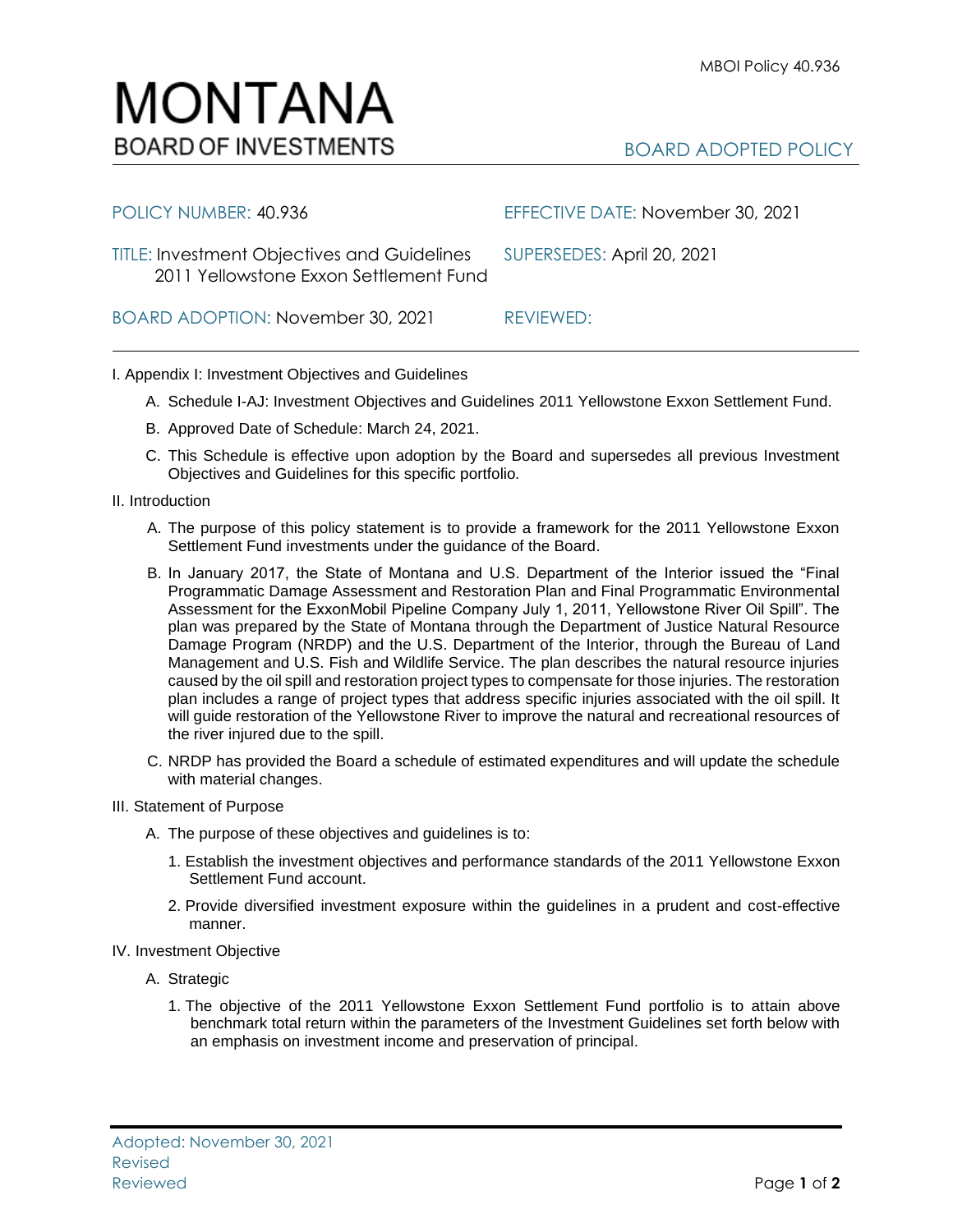# MONTANA
## BOARD OF INVESTMENTS

MBOI Policy 40.936

BOARD ADOPTED POLICY

| | |
|---|---|
| POLICY NUMBER: 40.936 | EFFECTIVE DATE: November 30, 2021 |
| TITLE: Investment Objectives and Guidelines 2011 Yellowstone Exxon Settlement Fund | SUPERSEDES: April 20, 2021 |
| BOARD ADOPTION: November 30, 2021 | REVIEWED: |

I. Appendix I: Investment Objectives and Guidelines

A. Schedule I-AJ: Investment Objectives and Guidelines 2011 Yellowstone Exxon Settlement Fund.

B. Approved Date of Schedule: March 24, 2021.

C. This Schedule is effective upon adoption by the Board and supersedes all previous Investment Objectives and Guidelines for this specific portfolio.

II. Introduction

A. The purpose of this policy statement is to provide a framework for the 2011 Yellowstone Exxon Settlement Fund investments under the guidance of the Board.

B. In January 2017, the State of Montana and U.S. Department of the Interior issued the "Final Programmatic Damage Assessment and Restoration Plan and Final Programmatic Environmental Assessment for the ExxonMobil Pipeline Company July 1, 2011, Yellowstone River Oil Spill". The plan was prepared by the State of Montana through the Department of Justice Natural Resource Damage Program (NRDP) and the U.S. Department of the Interior, through the Bureau of Land Management and U.S. Fish and Wildlife Service. The plan describes the natural resource injuries caused by the oil spill and restoration project types to compensate for those injuries. The restoration plan includes a range of project types that address specific injuries associated with the oil spill. It will guide restoration of the Yellowstone River to improve the natural and recreational resources of the river injured due to the spill.

C. NRDP has provided the Board a schedule of estimated expenditures and will update the schedule with material changes.

III. Statement of Purpose

A. The purpose of these objectives and guidelines is to:

1. Establish the investment objectives and performance standards of the 2011 Yellowstone Exxon Settlement Fund account.

2. Provide diversified investment exposure within the guidelines in a prudent and cost-effective manner.

IV. Investment Objective

A. Strategic

1. The objective of the 2011 Yellowstone Exxon Settlement Fund portfolio is to attain above benchmark total return within the parameters of the Investment Guidelines set forth below with an emphasis on investment income and preservation of principal.

Adopted: November 30, 2021
Revised
Reviewed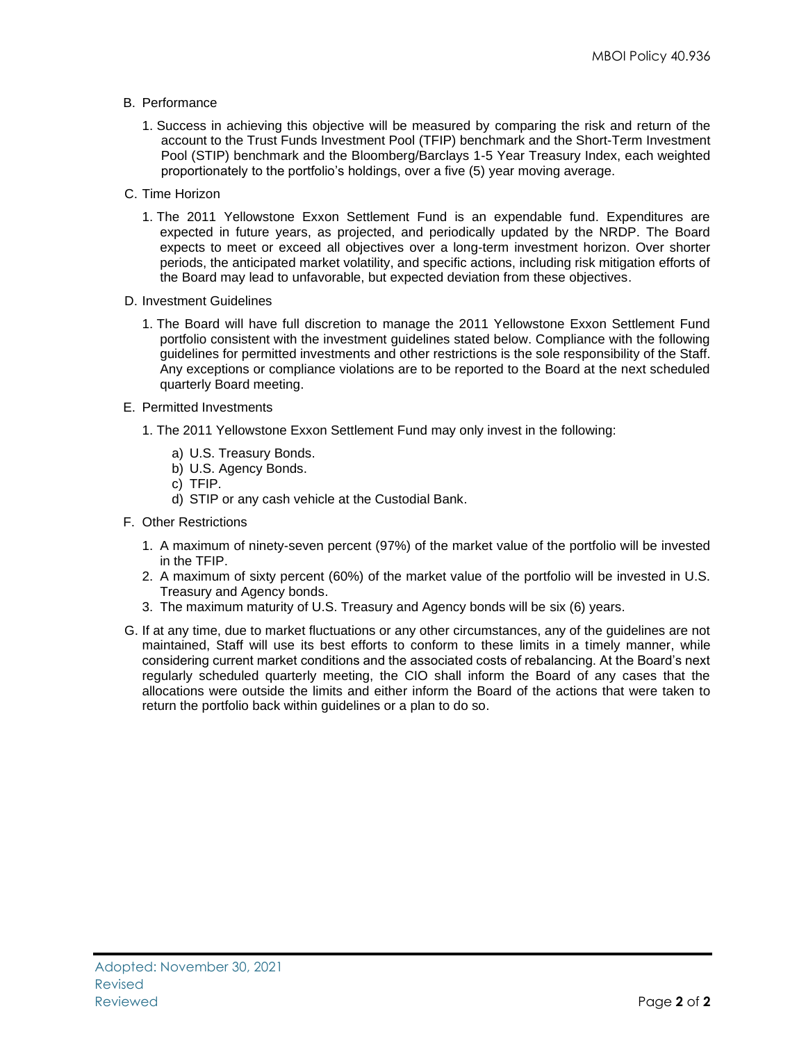B. Performance

1. Success in achieving this objective will be measured by comparing the risk and return of the account to the Trust Funds Investment Pool (TFIP) benchmark and the Short-Term Investment Pool (STIP) benchmark and the Bloomberg/Barclays 1-5 Year Treasury Index, each weighted proportionately to the portfolio's holdings, over a five (5) year moving average.

C. Time Horizon

1. The 2011 Yellowstone Exxon Settlement Fund is an expendable fund. Expenditures are expected in future years, as projected, and periodically updated by the NRDP. The Board expects to meet or exceed all objectives over a long-term investment horizon. Over shorter periods, the anticipated market volatility, and specific actions, including risk mitigation efforts of the Board may lead to unfavorable, but expected deviation from these objectives.

D. Investment Guidelines

1. The Board will have full discretion to manage the 2011 Yellowstone Exxon Settlement Fund portfolio consistent with the investment guidelines stated below. Compliance with the following guidelines for permitted investments and other restrictions is the sole responsibility of the Staff. Any exceptions or compliance violations are to be reported to the Board at the next scheduled quarterly Board meeting.

E. Permitted Investments

1. The 2011 Yellowstone Exxon Settlement Fund may only invest in the following:

   a) U.S. Treasury Bonds.
   b) U.S. Agency Bonds.
   c) TFIP.
   d) STIP or any cash vehicle at the Custodial Bank.

F. Other Restrictions

1. A maximum of ninety-seven percent (97%) of the market value of the portfolio will be invested in the TFIP.
2. A maximum of sixty percent (60%) of the market value of the portfolio will be invested in U.S. Treasury and Agency bonds.
3. The maximum maturity of U.S. Treasury and Agency bonds will be six (6) years.

G. If at any time, due to market fluctuations or any other circumstances, any of the guidelines are not maintained, Staff will use its best efforts to conform to these limits in a timely manner, while considering current market conditions and the associated costs of rebalancing. At the Board's next regularly scheduled quarterly meeting, the CIO shall inform the Board of any cases that the allocations were outside the limits and either inform the Board of the actions that were taken to return the portfolio back within guidelines or a plan to do so.

Adopted: November 30, 2021
Revised
Reviewed